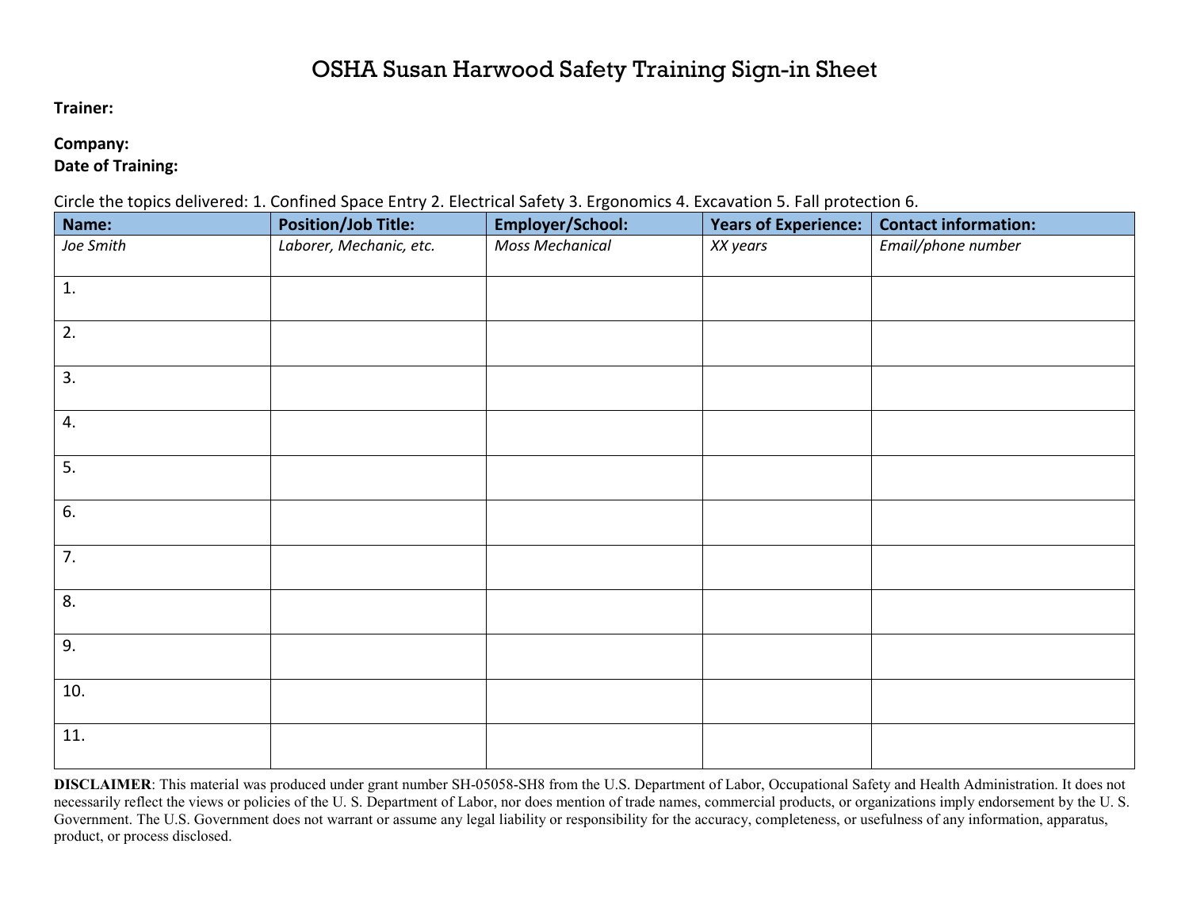# OSHA Susan Harwood Safety Training Sign-in Sheet

**Trainer:**

**Company:**

**Date of Training:**

Circle the topics delivered: 1. Confined Space Entry 2. Electrical Safety 3. Ergonomics 4. Excavation 5. Fall protection 6.

| Name: | Position/Job Title: | Employer/School: | Years of Experience: | Contact information: |
|---|---|---|---|---|
| *Joe Smith* | *Laborer, Mechanic, etc.* | *Moss Mechanical* | *XX years* | *Email/phone number* |
| 1. | | | | |
| 2. | | | | |
| 3. | | | | |
| 4. | | | | |
| 5. | | | | |
| 6. | | | | |
| 7. | | | | |
| 8. | | | | |
| 9. | | | | |
| 10. | | | | |
| 11. | | | | |

**DISCLAIMER**: This material was produced under grant number SH-05058-SH8 from the U.S. Department of Labor, Occupational Safety and Health Administration. It does not necessarily reflect the views or policies of the U. S. Department of Labor, nor does mention of trade names, commercial products, or organizations imply endorsement by the U. S. Government. The U.S. Government does not warrant or assume any legal liability or responsibility for the accuracy, completeness, or usefulness of any information, apparatus, product, or process disclosed.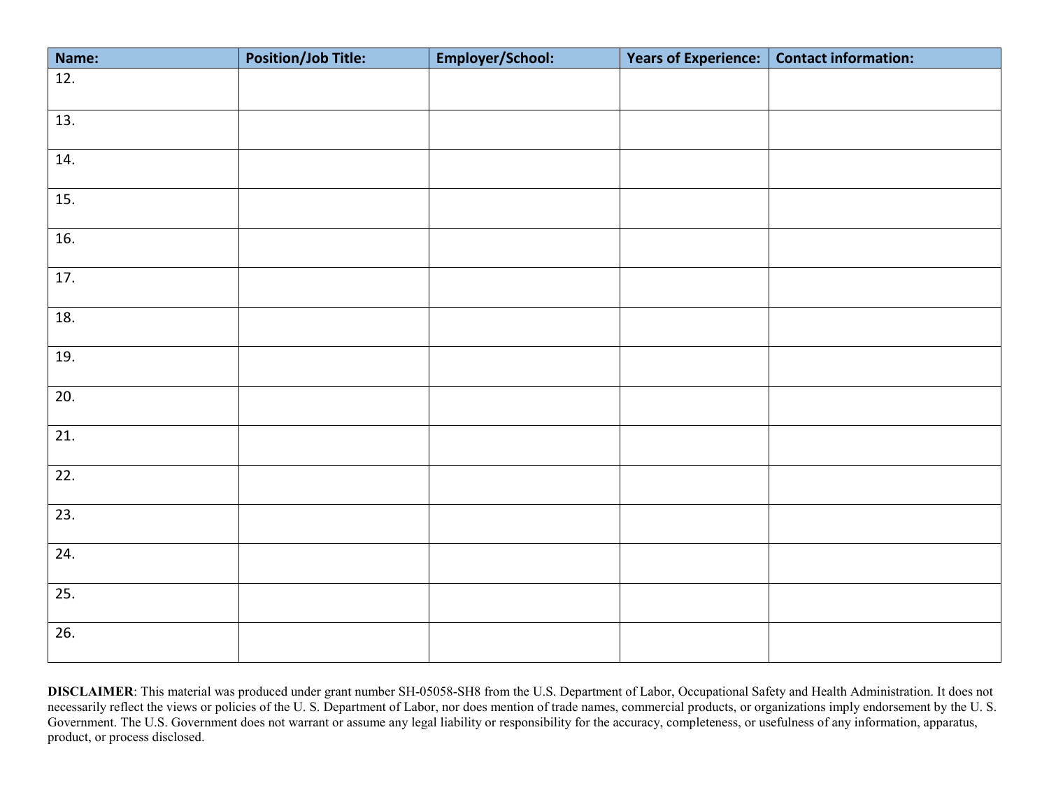| Name: | Position/Job Title: | Employer/School: | Years of Experience: | Contact information: |
|---|---|---|---|---|
| 12. | | | | |
| 13. | | | | |
| 14. | | | | |
| 15. | | | | |
| 16. | | | | |
| 17. | | | | |
| 18. | | | | |
| 19. | | | | |
| 20. | | | | |
| 21. | | | | |
| 22. | | | | |
| 23. | | | | |
| 24. | | | | |
| 25. | | | | |
| 26. | | | | |

**DISCLAIMER**: This material was produced under grant number SH-05058-SH8 from the U.S. Department of Labor, Occupational Safety and Health Administration. It does not necessarily reflect the views or policies of the U. S. Department of Labor, nor does mention of trade names, commercial products, or organizations imply endorsement by the U. S. Government. The U.S. Government does not warrant or assume any legal liability or responsibility for the accuracy, completeness, or usefulness of any information, apparatus, product, or process disclosed.